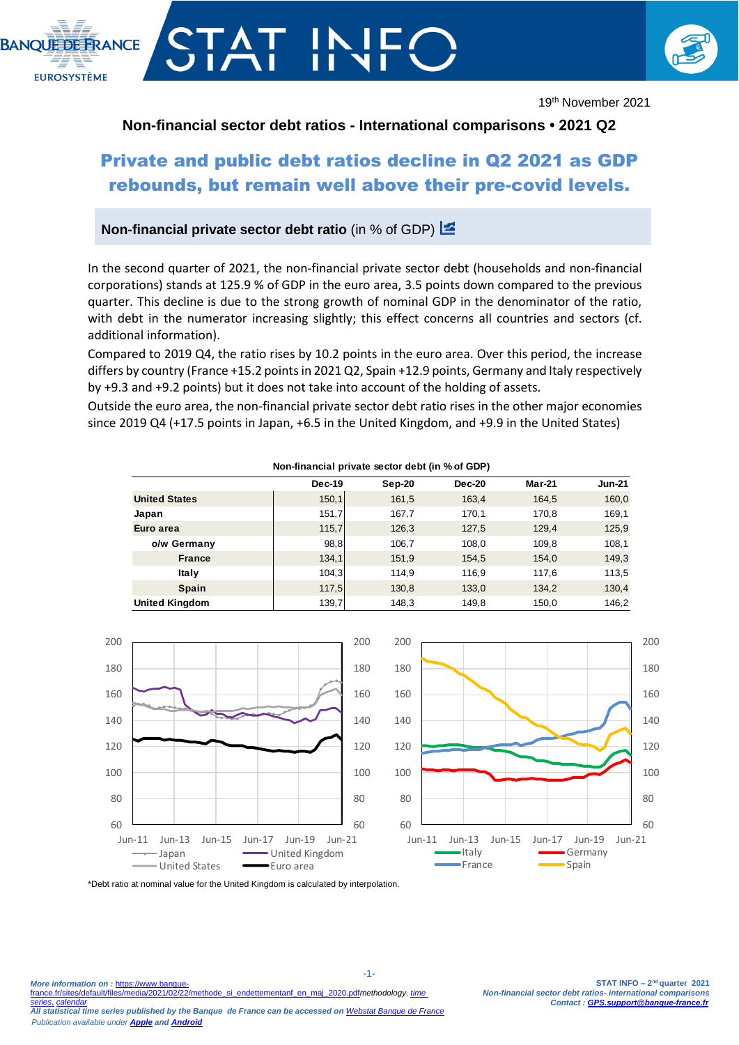19th November 2021

**Non-financial sector debt ratios - International comparisons • 2021 Q2**

# Private and public debt ratios decline in Q2 2021 as GDP rebounds, but remain well above their pre-covid levels.

## Non-financial private sector debt ratio (in % of GDP)

In the second quarter of 2021, the non-financial private sector debt (households and non-financial corporations) stands at 125.9 % of GDP in the euro area, 3.5 points down compared to the previous quarter. This decline is due to the strong growth of nominal GDP in the denominator of the ratio, with debt in the numerator increasing slightly; this effect concerns all countries and sectors (cf. additional information).

Compared to 2019 Q4, the ratio rises by 10.2 points in the euro area. Over this period, the increase differs by country (France +15.2 points in 2021 Q2, Spain +12.9 points, Germany and Italy respectively by +9.3 and +9.2 points) but it does not take into account of the holding of assets.

Outside the euro area, the non-financial private sector debt ratio rises in the other major economies since 2019 Q4 (+17.5 points in Japan, +6.5 in the United Kingdom, and +9.9 in the United States)

**Non-financial private sector debt (in % of GDP)**

| | Dec-19 | Sep-20 | Dec-20 | Mar-21 | Jun-21 |
|---|---|---|---|---|---|
| **United States** | 150,1 | 161,5 | 163,4 | 164,5 | 160,0 |
| **Japan** | 151,7 | 167,7 | 170,1 | 170,8 | 169,1 |
| **Euro area** | 115,7 | 126,3 | 127,5 | 129,4 | 125,9 |
| **o/w Germany** | 98,8 | 106,7 | 108,0 | 109,8 | 108,1 |
| **France** | 134,1 | 151,9 | 154,5 | 154,0 | 149,3 |
| **Italy** | 104,3 | 114,9 | 116,9 | 117,6 | 113,5 |
| **Spain** | 117,5 | 130,8 | 133,0 | 134,2 | 130,4 |
| **United Kingdom** | 139,7 | 148,3 | 149,8 | 150,0 | 146,2 |

\*Debt ratio at nominal value for the United Kingdom is calculated by interpolation.

*More information on :* https://www.banque-france.fr/sites/default/files/media/2021/02/22/methode_si_endettementanf_en_maj_2020.pdf *methodology, time series, calendar*
*All statistical time series published by the Banque de France can be accessed on Webstat Banque de France*
*Publication available under* ***Apple*** *and* ***Android***

**STAT INFO – 2nd quarter 2021**
*Non-financial sector debt ratios- international comparisons*
*Contact :* ***GPS.support@banque-france.fr***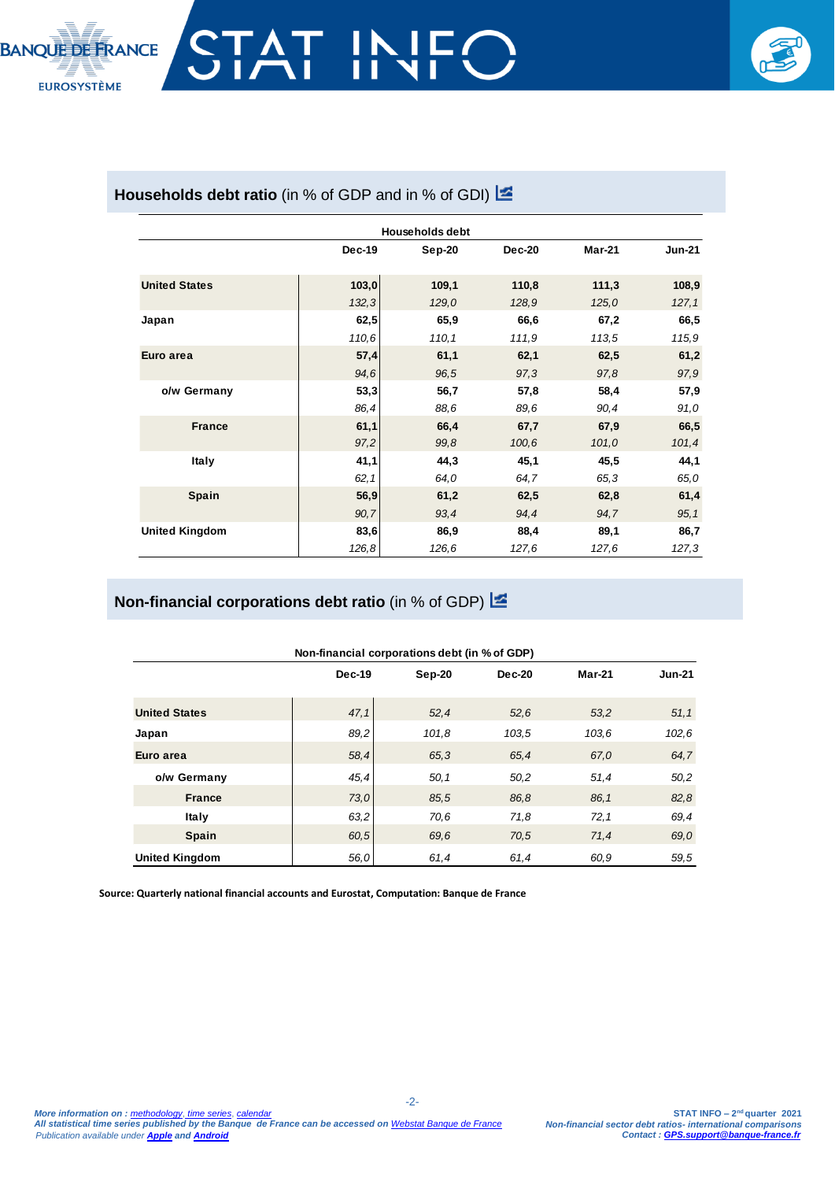## Households debt ratio (in % of GDP and in % of GDI)

| Households debt | Dec-19 | Sep-20 | Dec-20 | Mar-21 | Jun-21 |
|---|---|---|---|---|---|
| **United States** | **103,0** | **109,1** | **110,8** | **111,3** | **108,9** |
| | *132,3* | *129,0* | *128,9* | *125,0* | *127,1* |
| **Japan** | **62,5** | **65,9** | **66,6** | **67,2** | **66,5** |
| | *110,6* | *110,1* | *111,9* | *113,5* | *115,9* |
| **Euro area** | **57,4** | **61,1** | **62,1** | **62,5** | **61,2** |
| | *94,6* | *96,5* | *97,3* | *97,8* | *97,9* |
| **o/w Germany** | **53,3** | **56,7** | **57,8** | **58,4** | **57,9** |
| | *86,4* | *88,6* | *89,6* | *90,4* | *91,0* |
| **France** | **61,1** | **66,4** | **67,7** | **67,9** | **66,5** |
| | *97,2* | *99,8* | *100,6* | *101,0* | *101,4* |
| **Italy** | **41,1** | **44,3** | **45,1** | **45,5** | **44,1** |
| | *62,1* | *64,0* | *64,7* | *65,3* | *65,0* |
| **Spain** | **56,9** | **61,2** | **62,5** | **62,8** | **61,4** |
| | *90,7* | *93,4* | *94,4* | *94,7* | *95,1* |
| **United Kingdom** | **83,6** | **86,9** | **88,4** | **89,1** | **86,7** |
| | *126,8* | *126,6* | *127,6* | *127,6* | *127,3* |

## Non-financial corporations debt ratio (in % of GDP)

| Non-financial corporations debt (in % of GDP) | Dec-19 | Sep-20 | Dec-20 | Mar-21 | Jun-21 |
|---|---|---|---|---|---|
| **United States** | *47,1* | *52,4* | *52,6* | *53,2* | *51,1* |
| **Japan** | *89,2* | *101,8* | *103,5* | *103,6* | *102,6* |
| **Euro area** | *58,4* | *65,3* | *65,4* | *67,0* | *64,7* |
| **o/w Germany** | *45,4* | *50,1* | *50,2* | *51,4* | *50,2* |
| **France** | *73,0* | *85,5* | *86,8* | *86,1* | *82,8* |
| **Italy** | *63,2* | *70,6* | *71,8* | *72,1* | *69,4* |
| **Spain** | *60,5* | *69,6* | *70,5* | *71,4* | *69,0* |
| **United Kingdom** | *56,0* | *61,4* | *61,4* | *60,9* | *59,5* |

**Source: Quarterly national financial accounts and Eurostat, Computation: Banque de France**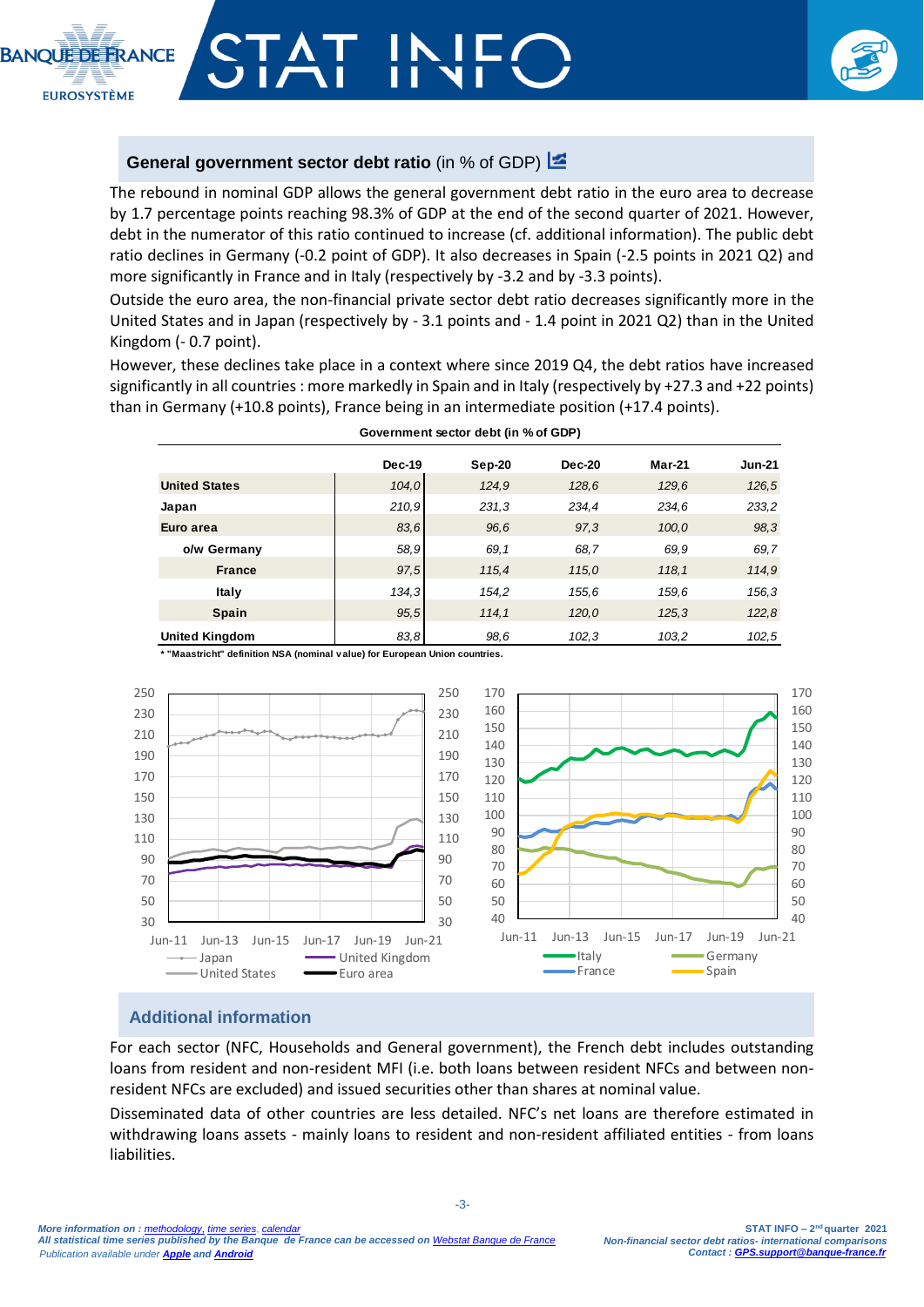## General government sector debt ratio (in % of GDP)

The rebound in nominal GDP allows the general government debt ratio in the euro area to decrease by 1.7 percentage points reaching 98.3% of GDP at the end of the second quarter of 2021. However, debt in the numerator of this ratio continued to increase (cf. additional information). The public debt ratio declines in Germany (-0.2 point of GDP). It also decreases in Spain (-2.5 points in 2021 Q2) and more significantly in France and in Italy (respectively by -3.2 and by -3.3 points).

Outside the euro area, the non-financial private sector debt ratio decreases significantly more in the United States and in Japan (respectively by - 3.1 points and - 1.4 point in 2021 Q2) than in the United Kingdom (- 0.7 point).

However, these declines take place in a context where since 2019 Q4, the debt ratios have increased significantly in all countries : more markedly in Spain and in Italy (respectively by +27.3 and +22 points) than in Germany (+10.8 points), France being in an intermediate position (+17.4 points).

**Government sector debt (in % of GDP)**

| | Dec-19 | Sep-20 | Dec-20 | Mar-21 | Jun-21 |
|---|---|---|---|---|---|
| **United States** | *104,0* | *124,9* | *128,6* | *129,6* | *126,5* |
| **Japan** | *210,9* | *231,3* | *234,4* | *234,6* | *233,2* |
| **Euro area** | *83,6* | *96,6* | *97,3* | *100,0* | *98,3* |
| **o/w Germany** | *58,9* | *69,1* | *68,7* | *69,9* | *69,7* |
| **France** | *97,5* | *115,4* | *115,0* | *118,1* | *114,9* |
| **Italy** | *134,3* | *154,2* | *155,6* | *159,6* | *156,3* |
| **Spain** | *95,5* | *114,1* | *120,0* | *125,3* | *122,8* |
| **United Kingdom** | *83,8* | *98,6* | *102,3* | *103,2* | *102,5* |

\* "Maastricht" definition NSA (nominal value) for European Union countries.

## Additional information

For each sector (NFC, Households and General government), the French debt includes outstanding loans from resident and non-resident MFI (i.e. both loans between resident NFCs and between non-resident NFCs are excluded) and issued securities other than shares at nominal value.

Disseminated data of other countries are less detailed. NFC's net loans are therefore estimated in withdrawing loans assets - mainly loans to resident and non-resident affiliated entities - from loans liabilities.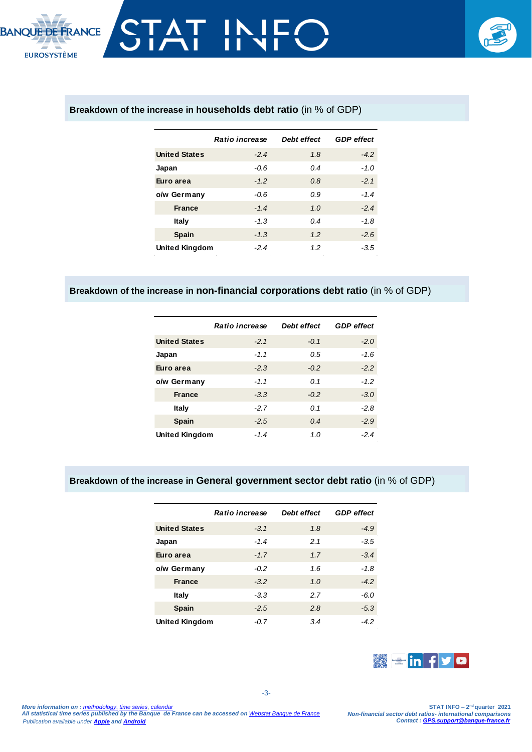## Breakdown of the increase in **households debt ratio** (in % of GDP)

| | *Ratio increase* | *Debt effect* | *GDP effect* |
|---|---|---|---|
| **United States** | *-2.4* | *1.8* | *-4.2* |
| **Japan** | *-0.6* | *0.4* | *-1.0* |
| **Euro area** | *-1.2* | *0.8* | *-2.1* |
| **o/w Germany** | *-0.6* | *0.9* | *-1.4* |
| **France** | *-1.4* | *1.0* | *-2.4* |
| **Italy** | *-1.3* | *0.4* | *-1.8* |
| **Spain** | *-1.3* | *1.2* | *-2.6* |
| **United Kingdom** | *-2.4* | *1.2* | *-3.5* |

## Breakdown of the increase in **non-financial corporations debt ratio** (in % of GDP)

| | *Ratio increase* | *Debt effect* | *GDP effect* |
|---|---|---|---|
| **United States** | *-2.1* | *-0.1* | *-2.0* |
| **Japan** | *-1.1* | *0.5* | *-1.6* |
| **Euro area** | *-2.3* | *-0.2* | *-2.2* |
| **o/w Germany** | *-1.1* | *0.1* | *-1.2* |
| **France** | *-3.3* | *-0.2* | *-3.0* |
| **Italy** | *-2.7* | *0.1* | *-2.8* |
| **Spain** | *-2.5* | *0.4* | *-2.9* |
| **United Kingdom** | *-1.4* | *1.0* | *-2.4* |

## Breakdown of the increase in **General government sector debt ratio** (in % of GDP)

| | *Ratio increase* | *Debt effect* | *GDP effect* |
|---|---|---|---|
| **United States** | *-3.1* | *1.8* | *-4.9* |
| **Japan** | *-1.4* | *2.1* | *-3.5* |
| **Euro area** | *-1.7* | *1.7* | *-3.4* |
| **o/w Germany** | *-0.2* | *1.6* | *-1.8* |
| **France** | *-3.2* | *1.0* | *-4.2* |
| **Italy** | *-3.3* | *2.7* | *-6.0* |
| **Spain** | *-2.5* | *2.8* | *-5.3* |
| **United Kingdom** | *-0.7* | *3.4* | *-4.2* |

*More information on : methodology, time series, calendar*
*All statistical time series published by the Banque de France can be accessed on Webstat Banque de France*
*Publication available under **Apple** and **Android***

**STAT INFO – 2nd quarter 2021**
*Non-financial sector debt ratios- international comparisons*
*Contact : **GPS.support@banque-france.fr***